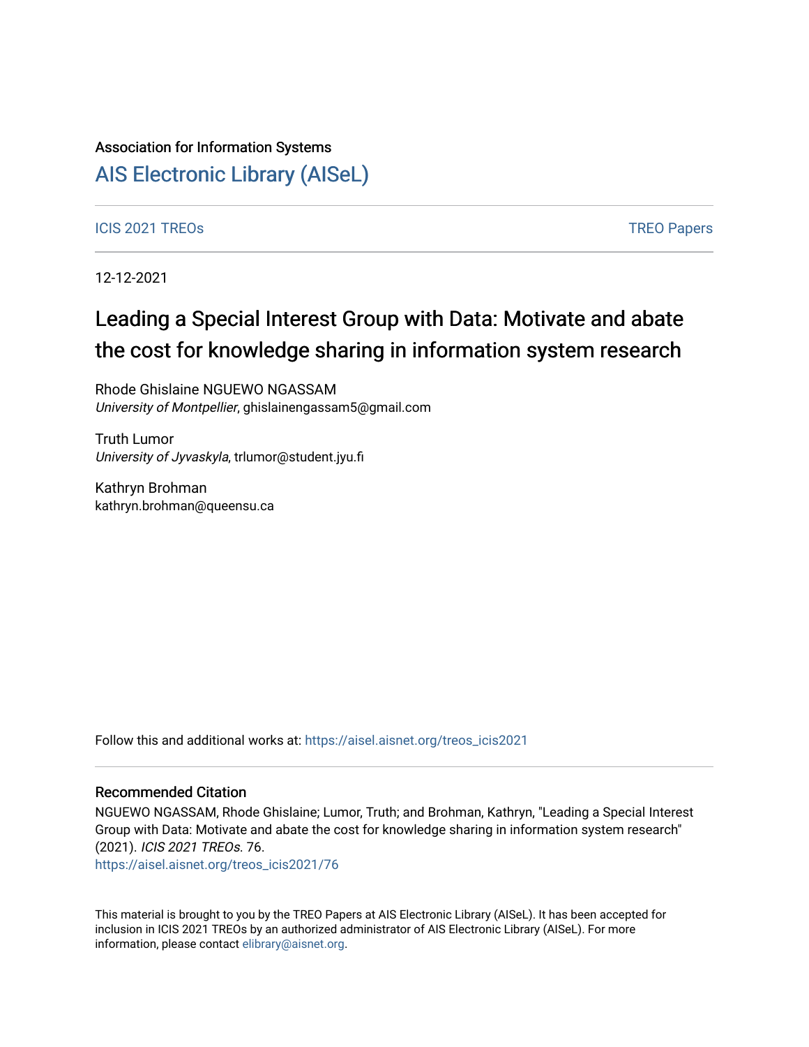Association for Information Systems

# AIS Electronic Library (AISeL)

ICIS 2021 TREOs

TREO Papers

12-12-2021

# Leading a Special Interest Group with Data: Motivate and abate the cost for knowledge sharing in information system research

Rhode Ghislaine NGUEWO NGASSAM
*University of Montpellier*, ghislainengassam5@gmail.com

Truth Lumor
*University of Jyvaskyla*, trlumor@student.jyu.fi

Kathryn Brohman
kathryn.brohman@queensu.ca

Follow this and additional works at: https://aisel.aisnet.org/treos_icis2021

## Recommended Citation

NGUEWO NGASSAM, Rhode Ghislaine; Lumor, Truth; and Brohman, Kathryn, "Leading a Special Interest Group with Data: Motivate and abate the cost for knowledge sharing in information system research" (2021). *ICIS 2021 TREOs*. 76.
https://aisel.aisnet.org/treos_icis2021/76

This material is brought to you by the TREO Papers at AIS Electronic Library (AISeL). It has been accepted for inclusion in ICIS 2021 TREOs by an authorized administrator of AIS Electronic Library (AISeL). For more information, please contact elibrary@aisnet.org.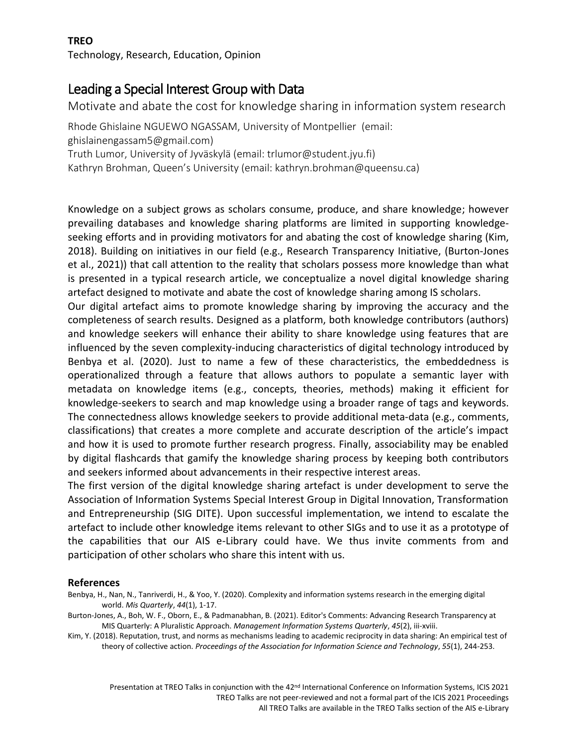**TREO**

Technology, Research, Education, Opinion

# Leading a Special Interest Group with Data

## Motivate and abate the cost for knowledge sharing in information system research

Rhode Ghislaine NGUEWO NGASSAM, University of Montpellier (email: ghislainengassam5@gmail.com)
Truth Lumor, University of Jyväskylä (email: trlumor@student.jyu.fi)
Kathryn Brohman, Queen's University (email: kathryn.brohman@queensu.ca)

Knowledge on a subject grows as scholars consume, produce, and share knowledge; however prevailing databases and knowledge sharing platforms are limited in supporting knowledge-seeking efforts and in providing motivators for and abating the cost of knowledge sharing (Kim, 2018). Building on initiatives in our field (e.g., Research Transparency Initiative, (Burton-Jones et al., 2021)) that call attention to the reality that scholars possess more knowledge than what is presented in a typical research article, we conceptualize a novel digital knowledge sharing artefact designed to motivate and abate the cost of knowledge sharing among IS scholars.

Our digital artefact aims to promote knowledge sharing by improving the accuracy and the completeness of search results. Designed as a platform, both knowledge contributors (authors) and knowledge seekers will enhance their ability to share knowledge using features that are influenced by the seven complexity-inducing characteristics of digital technology introduced by Benbya et al. (2020). Just to name a few of these characteristics, the embeddedness is operationalized through a feature that allows authors to populate a semantic layer with metadata on knowledge items (e.g., concepts, theories, methods) making it efficient for knowledge-seekers to search and map knowledge using a broader range of tags and keywords. The connectedness allows knowledge seekers to provide additional meta-data (e.g., comments, classifications) that creates a more complete and accurate description of the article's impact and how it is used to promote further research progress. Finally, associability may be enabled by digital flashcards that gamify the knowledge sharing process by keeping both contributors and seekers informed about advancements in their respective interest areas.

The first version of the digital knowledge sharing artefact is under development to serve the Association of Information Systems Special Interest Group in Digital Innovation, Transformation and Entrepreneurship (SIG DITE). Upon successful implementation, we intend to escalate the artefact to include other knowledge items relevant to other SIGs and to use it as a prototype of the capabilities that our AIS e-Library could have. We thus invite comments from and participation of other scholars who share this intent with us.

### References

Benbya, H., Nan, N., Tanriverdi, H., & Yoo, Y. (2020). Complexity and information systems research in the emerging digital world. *Mis Quarterly*, *44*(1), 1-17.

Burton-Jones, A., Boh, W. F., Oborn, E., & Padmanabhan, B. (2021). Editor's Comments: Advancing Research Transparency at MIS Quarterly: A Pluralistic Approach. *Management Information Systems Quarterly*, *45*(2), iii-xviii.

Kim, Y. (2018). Reputation, trust, and norms as mechanisms leading to academic reciprocity in data sharing: An empirical test of theory of collective action. *Proceedings of the Association for Information Science and Technology*, *55*(1), 244-253.

Presentation at TREO Talks in conjunction with the 42nd International Conference on Information Systems, ICIS 2021
TREO Talks are not peer-reviewed and not a formal part of the ICIS 2021 Proceedings
All TREO Talks are available in the TREO Talks section of the AIS e-Library